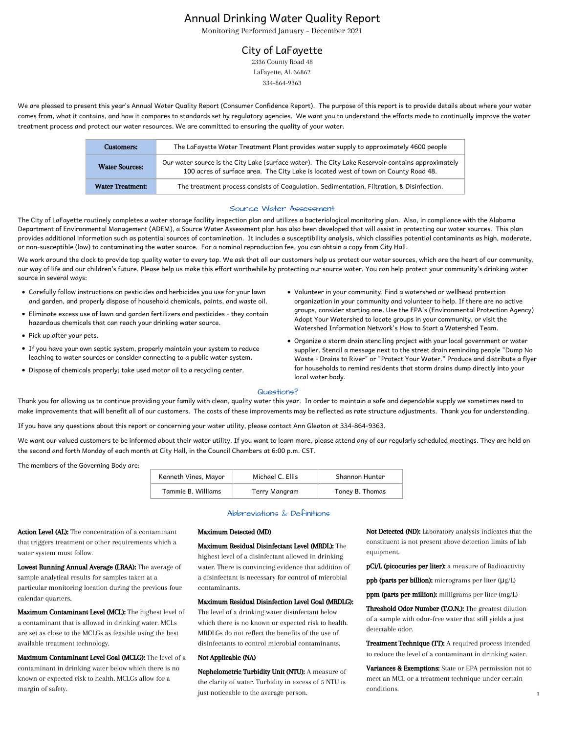# Annual Drinking Water Quality Report

Monitoring Performed January – December 2021

## City of LaFayette

2336 County Road 48
LaFayette, AL 36862
334-864-9363

We are pleased to present this year's Annual Water Quality Report (Consumer Confidence Report). The purpose of this report is to provide details about where your water comes from, what it contains, and how it compares to standards set by regulatory agencies. We want you to understand the efforts made to continually improve the water treatment process and protect our water resources. We are committed to ensuring the quality of your water.

| | |
|---|---|
| **Customers:** | The LaFayette Water Treatment Plant provides water supply to approximately 4600 people |
| **Water Sources:** | Our water source is the City Lake (surface water). The City Lake Reservoir contains approximately 100 acres of surface area. The City Lake is located west of town on County Road 48. |
| **Water Treatment:** | The treatment process consists of Coagulation, Sedimentation, Filtration, & Disinfection. |

### Source Water Assessment

The City of LaFayette routinely completes a water storage facility inspection plan and utilizes a bacteriological monitoring plan. Also, in compliance with the Alabama Department of Environmental Management (ADEM), a Source Water Assessment plan has also been developed that will assist in protecting our water sources. This plan provides additional information such as potential sources of contamination. It includes a susceptibility analysis, which classifies potential contaminants as high, moderate, or non-susceptible (low) to contaminating the water source. For a nominal reproduction fee, you can obtain a copy from City Hall.

We work around the clock to provide top quality water to every tap. We ask that all our customers help us protect our water sources, which are the heart of our community, our way of life and our children's future. Please help us make this effort worthwhile by protecting our source water. You can help protect your community's drinking water source in several ways:

- Carefully follow instructions on pesticides and herbicides you use for your lawn and garden, and properly dispose of household chemicals, paints, and waste oil.
- Eliminate excess use of lawn and garden fertilizers and pesticides - they contain hazardous chemicals that can reach your drinking water source.
- Pick up after your pets.
- If you have your own septic system, properly maintain your system to reduce leaching to water sources or consider connecting to a public water system.
- Dispose of chemicals properly; take used motor oil to a recycling center.
- Volunteer in your community. Find a watershed or wellhead protection organization in your community and volunteer to help. If there are no active groups, consider starting one. Use the EPA's (Environmental Protection Agency) Adopt Your Watershed to locate groups in your community, or visit the Watershed Information Network's How to Start a Watershed Team.
- Organize a storm drain stenciling project with your local government or water supplier. Stencil a message next to the street drain reminding people "Dump No Waste - Drains to River" or "Protect Your Water." Produce and distribute a flyer for households to remind residents that storm drains dump directly into your local water body.

### Questions?

Thank you for allowing us to continue providing your family with clean, quality water this year. In order to maintain a safe and dependable supply we sometimes need to make improvements that will benefit all of our customers. The costs of these improvements may be reflected as rate structure adjustments. Thank you for understanding.

If you have any questions about this report or concerning your water utility, please contact Ann Gleaton at 334-864-9363.

We want our valued customers to be informed about their water utility. If you want to learn more, please attend any of our regularly scheduled meetings. They are held on the second and forth Monday of each month at City Hall, in the Council Chambers at 6:00 p.m. CST.

The members of the Governing Body are:

| | | |
|---|---|---|
| Kenneth Vines, Mayor | Michael C. Ellis | Shannon Hunter |
| Tammie B. Williams | Terry Mangram | Toney B. Thomas |

### Abbreviations & Definitions

**Action Level (AL):** The concentration of a contaminant that triggers treatment or other requirements which a water system must follow.

**Lowest Running Annual Average (LRAA):** The average of sample analytical results for samples taken at a particular monitoring location during the previous four calendar quarters.

**Maximum Contaminant Level (MCL):** The highest level of a contaminant that is allowed in drinking water. MCLs are set as close to the MCLGs as feasible using the best available treatment technology.

**Maximum Contaminant Level Goal (MCLG):** The level of a contaminant in drinking water below which there is no known or expected risk to health. MCLGs allow for a margin of safety.

**Maximum Detected (MD)**

**Maximum Residual Disinfectant Level (MRDL):** The highest level of a disinfectant allowed in drinking water. There is convincing evidence that addition of a disinfectant is necessary for control of microbial contaminants.

**Maximum Residual Disinfection Level Goal (MRDLG):** The level of a drinking water disinfectant below which there is no known or expected risk to health. MRDLGs do not reflect the benefits of the use of disinfectants to control microbial contaminants.

**Not Applicable (NA)**

**Nephelometric Turbidity Unit (NTU):** A measure of the clarity of water. Turbidity in excess of 5 NTU is just noticeable to the average person.

**Not Detected (ND):** Laboratory analysis indicates that the constituent is not present above detection limits of lab equipment.

**pCi/L (picocuries per liter):** a measure of Radioactivity

**ppb (parts per billion):** micrograms per liter (μg/L)

**ppm (parts per million):** milligrams per liter (mg/L)

**Threshold Odor Number (T.O.N.):** The greatest dilution of a sample with odor-free water that still yields a just detectable odor.

**Treatment Technique (TT):** A required process intended to reduce the level of a contaminant in drinking water.

**Variances & Exemptions:** State or EPA permission not to meet an MCL or a treatment technique under certain conditions.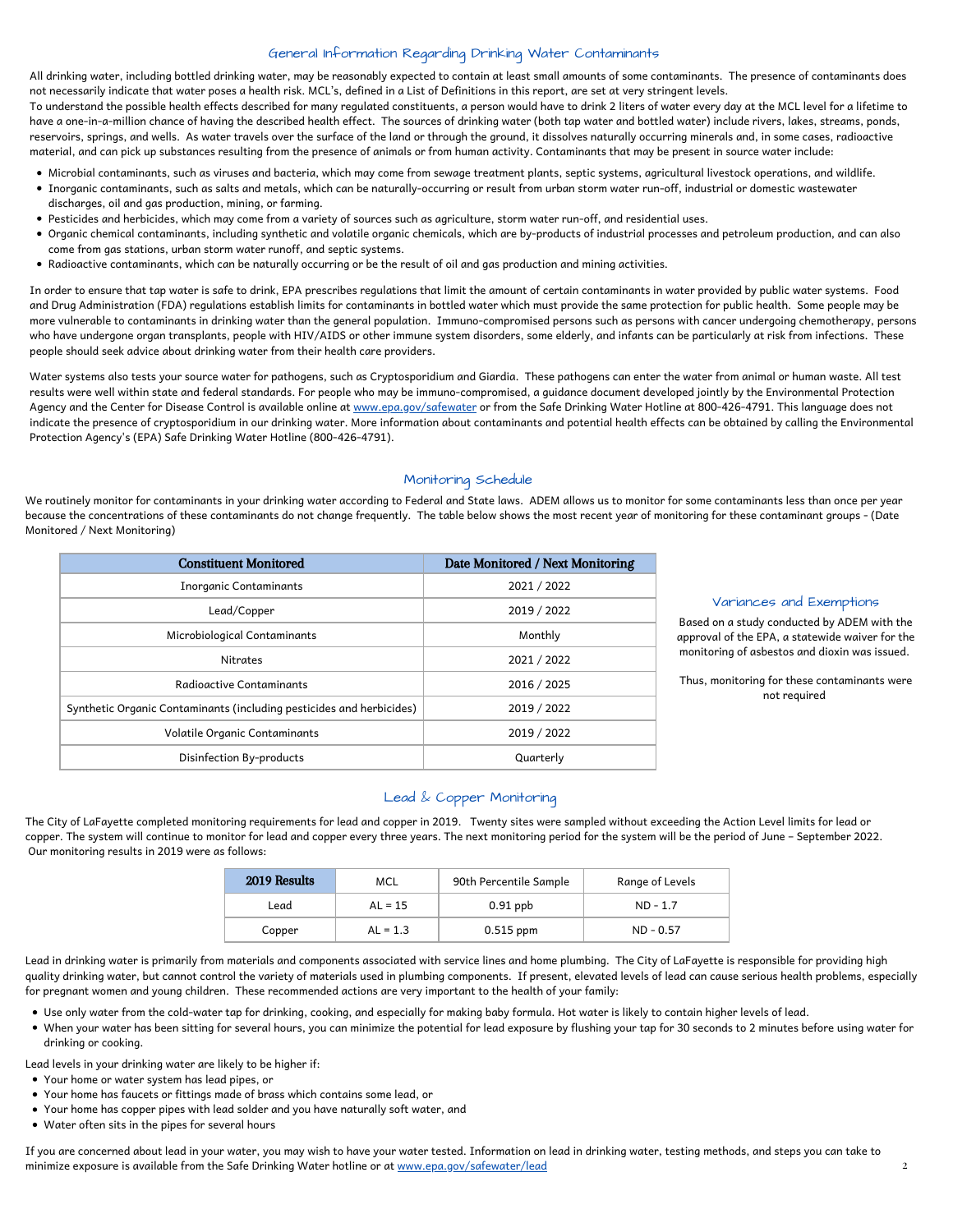## General Information Regarding Drinking Water Contaminants

All drinking water, including bottled drinking water, may be reasonably expected to contain at least small amounts of some contaminants. The presence of contaminants does not necessarily indicate that water poses a health risk. MCL's, defined in a List of Definitions in this report, are set at very stringent levels.
To understand the possible health effects described for many regulated constituents, a person would have to drink 2 liters of water every day at the MCL level for a lifetime to have a one-in-a-million chance of having the described health effect. The sources of drinking water (both tap water and bottled water) include rivers, lakes, streams, ponds, reservoirs, springs, and wells. As water travels over the surface of the land or through the ground, it dissolves naturally occurring minerals and, in some cases, radioactive material, and can pick up substances resulting from the presence of animals or from human activity. Contaminants that may be present in source water include:

- Microbial contaminants, such as viruses and bacteria, which may come from sewage treatment plants, septic systems, agricultural livestock operations, and wildlife.
- Inorganic contaminants, such as salts and metals, which can be naturally-occurring or result from urban storm water run-off, industrial or domestic wastewater discharges, oil and gas production, mining, or farming.
- Pesticides and herbicides, which may come from a variety of sources such as agriculture, storm water run-off, and residential uses.
- Organic chemical contaminants, including synthetic and volatile organic chemicals, which are by-products of industrial processes and petroleum production, and can also come from gas stations, urban storm water runoff, and septic systems.
- Radioactive contaminants, which can be naturally occurring or be the result of oil and gas production and mining activities.

In order to ensure that tap water is safe to drink, EPA prescribes regulations that limit the amount of certain contaminants in water provided by public water systems. Food and Drug Administration (FDA) regulations establish limits for contaminants in bottled water which must provide the same protection for public health. Some people may be more vulnerable to contaminants in drinking water than the general population. Immuno-compromised persons such as persons with cancer undergoing chemotherapy, persons who have undergone organ transplants, people with HIV/AIDS or other immune system disorders, some elderly, and infants can be particularly at risk from infections. These people should seek advice about drinking water from their health care providers.

Water systems also tests your source water for pathogens, such as Cryptosporidium and Giardia. These pathogens can enter the water from animal or human waste. All test results were well within state and federal standards. For people who may be immuno-compromised, a guidance document developed jointly by the Environmental Protection Agency and the Center for Disease Control is available online at www.epa.gov/safewater or from the Safe Drinking Water Hotline at 800-426-4791. This language does not indicate the presence of cryptosporidium in our drinking water. More information about contaminants and potential health effects can be obtained by calling the Environmental Protection Agency's (EPA) Safe Drinking Water Hotline (800-426-4791).

## Monitoring Schedule

We routinely monitor for contaminants in your drinking water according to Federal and State laws. ADEM allows us to monitor for some contaminants less than once per year because the concentrations of these contaminants do not change frequently. The table below shows the most recent year of monitoring for these contaminant groups - (Date Monitored / Next Monitoring)

| Constituent Monitored | Date Monitored / Next Monitoring |
|---|---|
| Inorganic Contaminants | 2021 / 2022 |
| Lead/Copper | 2019 / 2022 |
| Microbiological Contaminants | Monthly |
| Nitrates | 2021 / 2022 |
| Radioactive Contaminants | 2016 / 2025 |
| Synthetic Organic Contaminants (including pesticides and herbicides) | 2019 / 2022 |
| Volatile Organic Contaminants | 2019 / 2022 |
| Disinfection By-products | Quarterly |

## Variances and Exemptions

Based on a study conducted by ADEM with the approval of the EPA, a statewide waiver for the monitoring of asbestos and dioxin was issued.

Thus, monitoring for these contaminants were not required

## Lead & Copper Monitoring

The City of LaFayette completed monitoring requirements for lead and copper in 2019. Twenty sites were sampled without exceeding the Action Level limits for lead or copper. The system will continue to monitor for lead and copper every three years. The next monitoring period for the system will be the period of June – September 2022. Our monitoring results in 2019 were as follows:

| 2019 Results | MCL | 90th Percentile Sample | Range of Levels |
|---|---|---|---|
| Lead | AL = 15 | 0.91 ppb | ND - 1.7 |
| Copper | AL = 1.3 | 0.515 ppm | ND - 0.57 |

Lead in drinking water is primarily from materials and components associated with service lines and home plumbing. The City of LaFayette is responsible for providing high quality drinking water, but cannot control the variety of materials used in plumbing components. If present, elevated levels of lead can cause serious health problems, especially for pregnant women and young children. These recommended actions are very important to the health of your family:

- Use only water from the cold-water tap for drinking, cooking, and especially for making baby formula. Hot water is likely to contain higher levels of lead.
- When your water has been sitting for several hours, you can minimize the potential for lead exposure by flushing your tap for 30 seconds to 2 minutes before using water for drinking or cooking.

Lead levels in your drinking water are likely to be higher if:

- Your home or water system has lead pipes, or
- Your home has faucets or fittings made of brass which contains some lead, or
- Your home has copper pipes with lead solder and you have naturally soft water, and
- Water often sits in the pipes for several hours

If you are concerned about lead in your water, you may wish to have your water tested. Information on lead in drinking water, testing methods, and steps you can take to minimize exposure is available from the Safe Drinking Water hotline or at www.epa.gov/safewater/lead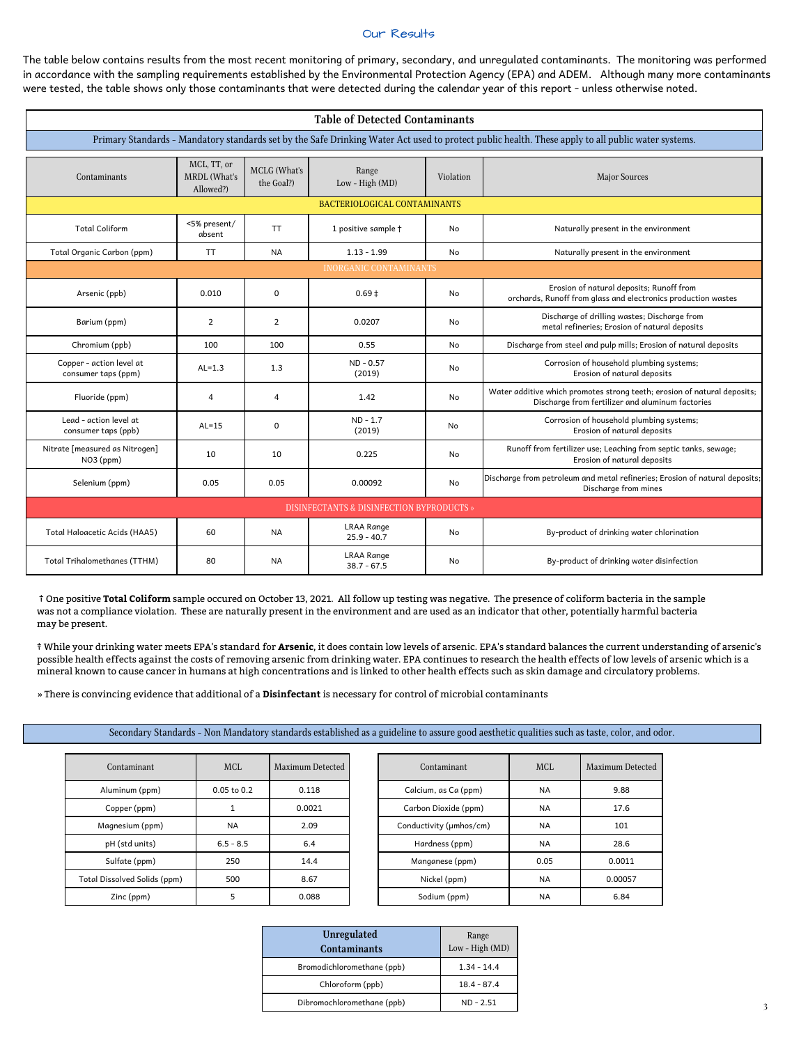## Our Results

The table below contains results from the most recent monitoring of primary, secondary, and unregulated contaminants. The monitoring was performed in accordance with the sampling requirements established by the Environmental Protection Agency (EPA) and ADEM. Although many more contaminants were tested, the table shows only those contaminants that were detected during the calendar year of this report - unless otherwise noted.

### Table of Detected Contaminants

Primary Standards - Mandatory standards set by the Safe Drinking Water Act used to protect public health. These apply to all public water systems.

| Contaminants | MCL, TT, or MRDL (What's Allowed?) | MCLG (What's the Goal?) | Range Low - High (MD) | Violation | Major Sources |
|---|---|---|---|---|---|
| **BACTERIOLOGICAL CONTAMINANTS** | | | | | |
| Total Coliform | <5% present/ absent | TT | 1 positive sample † | No | Naturally present in the environment |
| Total Organic Carbon (ppm) | TT | NA | 1.13 - 1.99 | No | Naturally present in the environment |
| **INORGANIC CONTAMINANTS** | | | | | |
| Arsenic (ppb) | 0.010 | 0 | 0.69 ‡ | No | Erosion of natural deposits; Runoff from orchards, Runoff from glass and electronics production wastes |
| Barium (ppm) | 2 | 2 | 0.0207 | No | Discharge of drilling wastes; Discharge from metal refineries; Erosion of natural deposits |
| Chromium (ppb) | 100 | 100 | 0.55 | No | Discharge from steel and pulp mills; Erosion of natural deposits |
| Copper - action level at consumer taps (ppm) | AL=1.3 | 1.3 | ND - 0.57 (2019) | No | Corrosion of household plumbing systems; Erosion of natural deposits |
| Fluoride (ppm) | 4 | 4 | 1.42 | No | Water additive which promotes strong teeth; erosion of natural deposits; Discharge from fertilizer and aluminum factories |
| Lead - action level at consumer taps (ppb) | AL=15 | 0 | ND - 1.7 (2019) | No | Corrosion of household plumbing systems; Erosion of natural deposits |
| Nitrate [measured as Nitrogen] NO3 (ppm) | 10 | 10 | 0.225 | No | Runoff from fertilizer use; Leaching from septic tanks, sewage; Erosion of natural deposits |
| Selenium (ppm) | 0.05 | 0.05 | 0.00092 | No | Discharge from petroleum and metal refineries; Erosion of natural deposits; Discharge from mines |
| **DISINFECTANTS & DISINFECTION BYPRODUCTS »** | | | | | |
| Total Haloacetic Acids (HAA5) | 60 | NA | LRAA Range 25.9 - 40.7 | No | By-product of drinking water chlorination |
| Total Trihalomethanes (TTHM) | 80 | NA | LRAA Range 38.7 - 67.5 | No | By-product of drinking water disinfection |

† One positive **Total Coliform** sample occured on October 13, 2021. All follow up testing was negative. The presence of coliform bacteria in the sample was not a compliance violation. These are naturally present in the environment and are used as an indicator that other, potentially harmful bacteria may be present.

‡ While your drinking water meets EPA's standard for **Arsenic**, it does contain low levels of arsenic. EPA's standard balances the current understanding of arsenic's possible health effects against the costs of removing arsenic from drinking water. EPA continues to research the health effects of low levels of arsenic which is a mineral known to cause cancer in humans at high concentrations and is linked to other health effects such as skin damage and circulatory problems.

» There is convincing evidence that additional of a **Disinfectant** is necessary for control of microbial contaminants

Secondary Standards - Non Mandatory standards established as a guideline to assure good aesthetic qualities such as taste, color, and odor.

| Contaminant | MCL | Maximum Detected |
|---|---|---|
| Aluminum (ppm) | 0.05 to 0.2 | 0.118 |
| Copper (ppm) | 1 | 0.0021 |
| Magnesium (ppm) | NA | 2.09 |
| pH (std units) | 6.5 - 8.5 | 6.4 |
| Sulfate (ppm) | 250 | 14.4 |
| Total Dissolved Solids (ppm) | 500 | 8.67 |
| Zinc (ppm) | 5 | 0.088 |

| Contaminant | MCL | Maximum Detected |
|---|---|---|
| Calcium, as Ca (ppm) | NA | 9.88 |
| Carbon Dioxide (ppm) | NA | 17.6 |
| Conductivity (µmhos/cm) | NA | 101 |
| Hardness (ppm) | NA | 28.6 |
| Manganese (ppm) | 0.05 | 0.0011 |
| Nickel (ppm) | NA | 0.00057 |
| Sodium (ppm) | NA | 6.84 |

| Unregulated Contaminants | Range Low - High (MD) |
|---|---|
| Bromodichloromethane (ppb) | 1.34 - 14.4 |
| Chloroform (ppb) | 18.4 - 87.4 |
| Dibromochloromethane (ppb) | ND - 2.51 |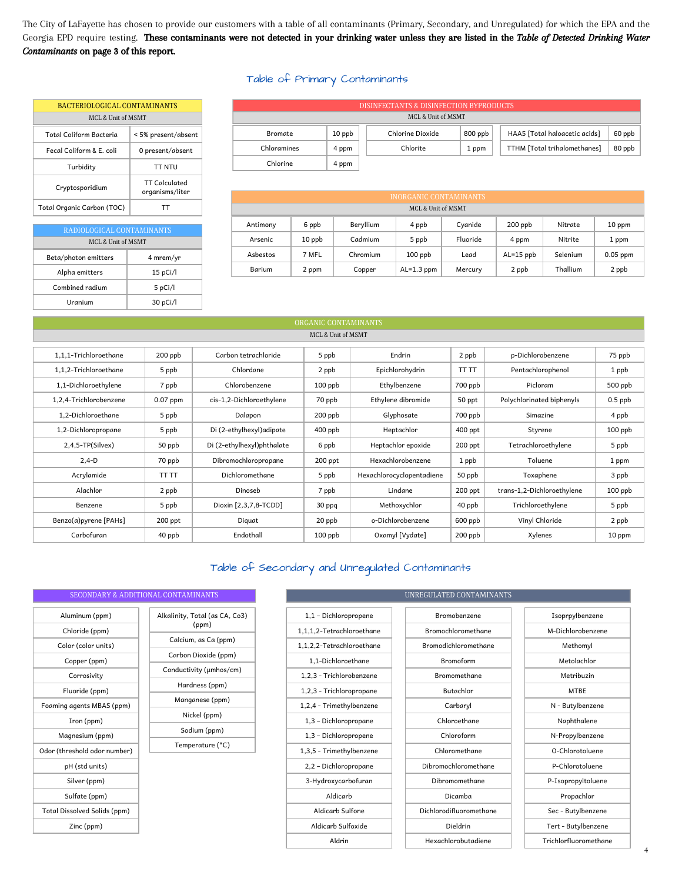The City of LaFayette has chosen to provide our customers with a table of all contaminants (Primary, Secondary, and Unregulated) for which the EPA and the Georgia EPD require testing. **These contaminants were not detected in your drinking water unless they are listed in the *Table of Detected Drinking Water Contaminants* on page 3 of this report.**

## Table of Primary Contaminants

| BACTERIOLOGICAL CONTAMINANTS | |
|---|---|
| MCL & Unit of MSMT | |
| Total Coliform Bacteria | < 5% present/absent |
| Fecal Coliform & E. coli | 0 present/absent |
| Turbidity | TT NTU |
| Cryptosporidium | TT Calculated organisms/liter |
| Total Organic Carbon (TOC) | TT |

| RADIOLOGICAL CONTAMINANTS | |
|---|---|
| MCL & Unit of MSMT | |
| Beta/photon emitters | 4 mrem/yr |
| Alpha emitters | 15 pCi/l |
| Combined radium | 5 pCi/l |
| Uranium | 30 pCi/l |

| DISINFECTANTS & DISINFECTION BYPRODUCTS | | | | | |
|---|---|---|---|---|---|
| MCL & Unit of MSMT | | | | | |
| Bromate | 10 ppb | Chlorine Dioxide | 800 ppb | HAA5 [Total haloacetic acids] | 60 ppb |
| Chloramines | 4 ppm | Chlorite | 1 ppm | TTHM [Total trihalomethanes] | 80 ppb |
| Chlorine | 4 ppm | | | | |

| INORGANIC CONTAMINANTS | | | | | | | |
|---|---|---|---|---|---|---|---|
| MCL & Unit of MSMT | | | | | | | |
| Antimony | 6 ppb | Beryllium | 4 ppb | Cyanide | 200 ppb | Nitrate | 10 ppm |
| Arsenic | 10 ppb | Cadmium | 5 ppb | Fluoride | 4 ppm | Nitrite | 1 ppm |
| Asbestos | 7 MFL | Chromium | 100 ppb | Lead | AL=15 ppb | Selenium | 0.05 ppm |
| Barium | 2 ppm | Copper | AL=1.3 ppm | Mercury | 2 ppb | Thallium | 2 ppb |

| ORGANIC CONTAMINANTS | | | | | | | |
|---|---|---|---|---|---|---|---|
| MCL & Unit of MSMT | | | | | | | |
| 1,1,1-Trichloroethane | 200 ppb | Carbon tetrachloride | 5 ppb | Endrin | 2 ppb | p-Dichlorobenzene | 75 ppb |
| 1,1,2-Trichloroethane | 5 ppb | Chlordane | 2 ppb | Epichlorohydrin | TT TT | Pentachlorophenol | 1 ppb |
| 1,1-Dichloroethylene | 7 ppb | Chlorobenzene | 100 ppb | Ethylbenzene | 700 ppb | Picloram | 500 ppb |
| 1,2,4-Trichlorobenzene | 0.07 ppm | cis-1,2-Dichloroethylene | 70 ppb | Ethylene dibromide | 50 ppt | Polychlorinated biphenyls | 0.5 ppb |
| 1,2-Dichloroethane | 5 ppb | Dalapon | 200 ppb | Glyphosate | 700 ppb | Simazine | 4 ppb |
| 1,2-Dichloropropane | 5 ppb | Di (2-ethylhexyl)adipate | 400 ppb | Heptachlor | 400 ppt | Styrene | 100 ppb |
| 2,4,5-TP(Silvex) | 50 ppb | Di (2-ethylhexyl)phthalate | 6 ppb | Heptachlor epoxide | 200 ppt | Tetrachloroethylene | 5 ppb |
| 2,4-D | 70 ppb | Dibromochloropropane | 200 ppt | Hexachlorobenzene | 1 ppb | Toluene | 1 ppm |
| Acrylamide | TT TT | Dichloromethane | 5 ppb | Hexachlorocyclopentadiene | 50 ppb | Toxaphene | 3 ppb |
| Alachlor | 2 ppb | Dinoseb | 7 ppb | Lindane | 200 ppt | trans-1,2-Dichloroethylene | 100 ppb |
| Benzene | 5 ppb | Dioxin [2,3,7,8-TCDD] | 30 ppq | Methoxychlor | 40 ppb | Trichloroethylene | 5 ppb |
| Benzo(a)pyrene [PAHs] | 200 ppt | Diquat | 20 ppb | o-Dichlorobenzene | 600 ppb | Vinyl Chloride | 2 ppb |
| Carbofuran | 40 ppb | Endothall | 100 ppb | Oxamyl [Vydate] | 200 ppb | Xylenes | 10 ppm |

## Table of Secondary and Unregulated Contaminants

| SECONDARY & ADDITIONAL CONTAMINANTS | |
|---|---|
| Aluminum (ppm) | Alkalinity, Total (as CA, Co3) (ppm) |
| Chloride (ppm) | Calcium, as Ca (ppm) |
| Color (color units) | Carbon Dioxide (ppm) |
| Copper (ppm) | Conductivity (µmhos/cm) |
| Corrosivity | Hardness (ppm) |
| Fluoride (ppm) | Manganese (ppm) |
| Foaming agents MBAS (ppm) | Nickel (ppm) |
| Iron (ppm) | Sodium (ppm) |
| Magnesium (ppm) | Temperature (°C) |
| Odor (threshold odor number) | |
| pH (std units) | |
| Silver (ppm) | |
| Sulfate (ppm) | |
| Total Dissolved Solids (ppm) | |
| Zinc (ppm) | |

| UNREGULATED CONTAMINANTS | | |
|---|---|---|
| 1,1 – Dichloropropene | Bromobenzene | Isoprpylbenzene |
| 1,1,1,2-Tetrachloroethane | Bromochloromethane | M-Dichlorobenzene |
| 1,1,2,2-Tetrachloroethane | Bromodichloromethane | Methomyl |
| 1,1-Dichloroethane | Bromoform | Metolachlor |
| 1,2,3 – Trichlorobenzene | Bromomethane | Metribuzin |
| 1,2,3 – Trichloropropane | Butachlor | MTBE |
| 1,2,4 – Trimethylbenzene | Carbaryl | N - Butylbenzene |
| 1,3 – Dichloropropane | Chloroethane | Naphthalene |
| 1,3 – Dichloropropene | Chloroform | N-Propylbenzene |
| 1,3,5 – Trimethylbenzene | Chloromethane | O-Chlorotoluene |
| 2,2 – Dichloropropane | Dibromochloromethane | P-Chlorotoluene |
| 3-Hydroxycarbofuran | Dibromomethane | P-Isopropyltoluene |
| Aldicarb | Dicamba | Propachlor |
| Aldicarb Sulfone | Dichlorodifluoromethane | Sec - Butylbenzene |
| Aldicarb Sulfoxide | Dieldrin | Tert - Butylbenzene |
| Aldrin | Hexachlorobutadiene | Trichlorfluoromethane |